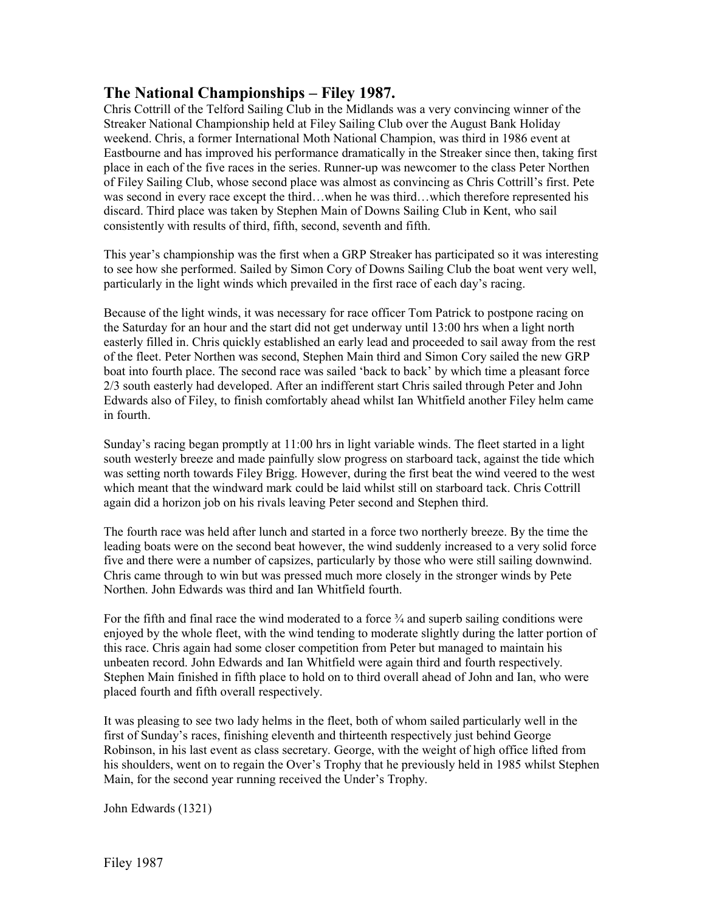## The National Championships – Filey 1987.

Chris Cottrill of the Telford Sailing Club in the Midlands was a very convincing winner of the Streaker National Championship held at Filey Sailing Club over the August Bank Holiday weekend. Chris, a former International Moth National Champion, was third in 1986 event at Eastbourne and has improved his performance dramatically in the Streaker since then, taking first place in each of the five races in the series. Runner-up was newcomer to the class Peter Northen of Filey Sailing Club, whose second place was almost as convincing as Chris Cottrill's first. Pete was second in every race except the third…when he was third…which therefore represented his discard. Third place was taken by Stephen Main of Downs Sailing Club in Kent, who sail consistently with results of third, fifth, second, seventh and fifth.

This year's championship was the first when a GRP Streaker has participated so it was interesting to see how she performed. Sailed by Simon Cory of Downs Sailing Club the boat went very well, particularly in the light winds which prevailed in the first race of each day's racing.

Because of the light winds, it was necessary for race officer Tom Patrick to postpone racing on the Saturday for an hour and the start did not get underway until 13:00 hrs when a light north easterly filled in. Chris quickly established an early lead and proceeded to sail away from the rest of the fleet. Peter Northen was second, Stephen Main third and Simon Cory sailed the new GRP boat into fourth place. The second race was sailed 'back to back' by which time a pleasant force 2/3 south easterly had developed. After an indifferent start Chris sailed through Peter and John Edwards also of Filey, to finish comfortably ahead whilst Ian Whitfield another Filey helm came in fourth.

Sunday's racing began promptly at 11:00 hrs in light variable winds. The fleet started in a light south westerly breeze and made painfully slow progress on starboard tack, against the tide which was setting north towards Filey Brigg. However, during the first beat the wind veered to the west which meant that the windward mark could be laid whilst still on starboard tack. Chris Cottrill again did a horizon job on his rivals leaving Peter second and Stephen third.

The fourth race was held after lunch and started in a force two northerly breeze. By the time the leading boats were on the second beat however, the wind suddenly increased to a very solid force five and there were a number of capsizes, particularly by those who were still sailing downwind. Chris came through to win but was pressed much more closely in the stronger winds by Pete Northen. John Edwards was third and Ian Whitfield fourth.

For the fifth and final race the wind moderated to a force ¾ and superb sailing conditions were enjoyed by the whole fleet, with the wind tending to moderate slightly during the latter portion of this race. Chris again had some closer competition from Peter but managed to maintain his unbeaten record. John Edwards and Ian Whitfield were again third and fourth respectively. Stephen Main finished in fifth place to hold on to third overall ahead of John and Ian, who were placed fourth and fifth overall respectively.

It was pleasing to see two lady helms in the fleet, both of whom sailed particularly well in the first of Sunday's races, finishing eleventh and thirteenth respectively just behind George Robinson, in his last event as class secretary. George, with the weight of high office lifted from his shoulders, went on to regain the Over's Trophy that he previously held in 1985 whilst Stephen Main, for the second year running received the Under's Trophy.

John Edwards (1321)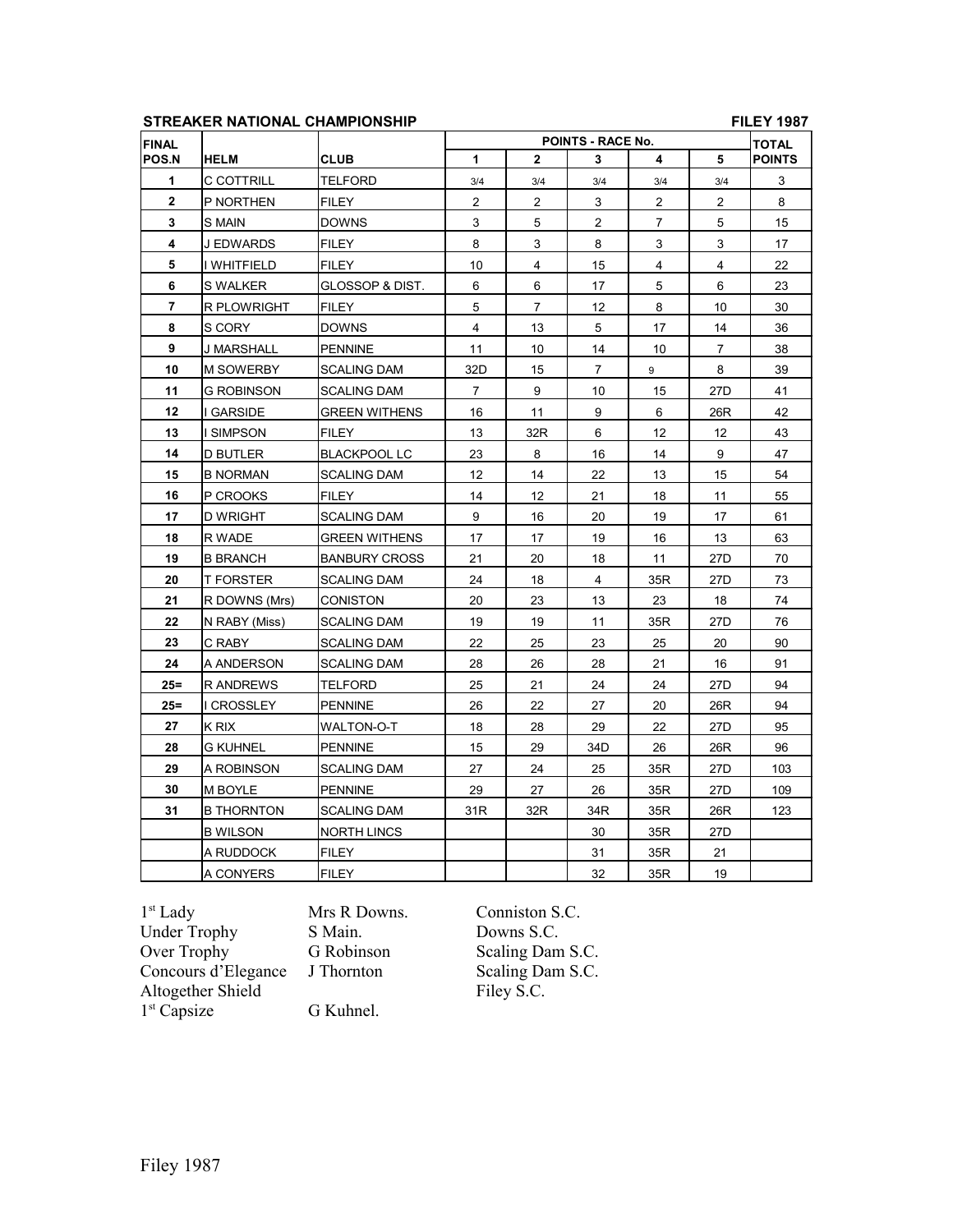**STREAKER NATIONAL CHAMPIONSHIP** **FILEY 1987**

| FINAL POS.N | HELM | CLUB | POINTS - RACE No. 1 | 2 | 3 | 4 | 5 | TOTAL POINTS |
|---|---|---|---|---|---|---|---|---|
| 1 | C COTTRILL | TELFORD | 3/4 | 3/4 | 3/4 | 3/4 | 3/4 | 3 |
| 2 | P NORTHEN | FILEY | 2 | 2 | 3 | 2 | 2 | 8 |
| 3 | S MAIN | DOWNS | 3 | 5 | 2 | 7 | 5 | 15 |
| 4 | J EDWARDS | FILEY | 8 | 3 | 8 | 3 | 3 | 17 |
| 5 | I WHITFIELD | FILEY | 10 | 4 | 15 | 4 | 4 | 22 |
| 6 | S WALKER | GLOSSOP & DIST. | 6 | 6 | 17 | 5 | 6 | 23 |
| 7 | R PLOWRIGHT | FILEY | 5 | 7 | 12 | 8 | 10 | 30 |
| 8 | S CORY | DOWNS | 4 | 13 | 5 | 17 | 14 | 36 |
| 9 | J MARSHALL | PENNINE | 11 | 10 | 14 | 10 | 7 | 38 |
| 10 | M SOWERBY | SCALING DAM | 32D | 15 | 7 | 9 | 8 | 39 |
| 11 | G ROBINSON | SCALING DAM | 7 | 9 | 10 | 15 | 27D | 41 |
| 12 | I GARSIDE | GREEN WITHENS | 16 | 11 | 9 | 6 | 26R | 42 |
| 13 | I SIMPSON | FILEY | 13 | 32R | 6 | 12 | 12 | 43 |
| 14 | D BUTLER | BLACKPOOL LC | 23 | 8 | 16 | 14 | 9 | 47 |
| 15 | B NORMAN | SCALING DAM | 12 | 14 | 22 | 13 | 15 | 54 |
| 16 | P CROOKS | FILEY | 14 | 12 | 21 | 18 | 11 | 55 |
| 17 | D WRIGHT | SCALING DAM | 9 | 16 | 20 | 19 | 17 | 61 |
| 18 | R WADE | GREEN WITHENS | 17 | 17 | 19 | 16 | 13 | 63 |
| 19 | B BRANCH | BANBURY CROSS | 21 | 20 | 18 | 11 | 27D | 70 |
| 20 | T FORSTER | SCALING DAM | 24 | 18 | 4 | 35R | 27D | 73 |
| 21 | R DOWNS (Mrs) | CONISTON | 20 | 23 | 13 | 23 | 18 | 74 |
| 22 | N RABY (Miss) | SCALING DAM | 19 | 19 | 11 | 35R | 27D | 76 |
| 23 | C RABY | SCALING DAM | 22 | 25 | 23 | 25 | 20 | 90 |
| 24 | A ANDERSON | SCALING DAM | 28 | 26 | 28 | 21 | 16 | 91 |
| 25= | R ANDREWS | TELFORD | 25 | 21 | 24 | 24 | 27D | 94 |
| 25= | I CROSSLEY | PENNINE | 26 | 22 | 27 | 20 | 26R | 94 |
| 27 | K RIX | WALTON-O-T | 18 | 28 | 29 | 22 | 27D | 95 |
| 28 | G KUHNEL | PENNINE | 15 | 29 | 34D | 26 | 26R | 96 |
| 29 | A ROBINSON | SCALING DAM | 27 | 24 | 25 | 35R | 27D | 103 |
| 30 | M BOYLE | PENNINE | 29 | 27 | 26 | 35R | 27D | 109 |
| 31 | B THORNTON | SCALING DAM | 31R | 32R | 34R | 35R | 26R | 123 |
| | B WILSON | NORTH LINCS | | | 30 | 35R | 27D | |
| | A RUDDOCK | FILEY | | | 31 | 35R | 21 | |
| | A CONYERS | FILEY | | | 32 | 35R | 19 | |

| | | |
|---|---|---|
| 1st Lady | Mrs R Downs. | Conniston S.C. |
| Under Trophy | S Main. | Downs S.C. |
| Over Trophy | G Robinson | Scaling Dam S.C. |
| Concours d'Elegance | J Thornton | Scaling Dam S.C. |
| Altogether Shield | | Filey S.C. |
| 1st Capsize | G Kuhnel. | |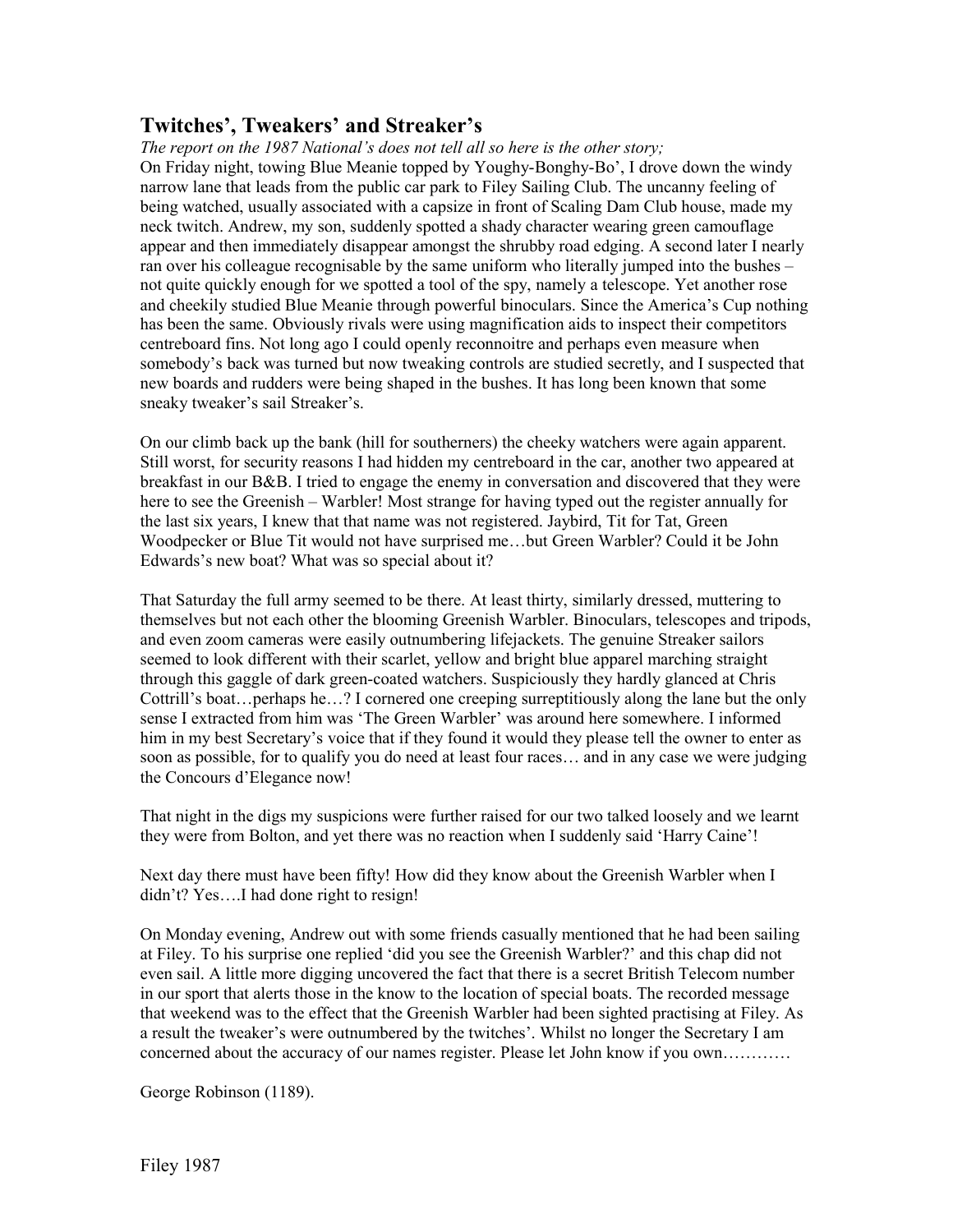## Twitches', Tweakers' and Streaker's

*The report on the 1987 National's does not tell all so here is the other story;*

On Friday night, towing Blue Meanie topped by Youghy-Bonghy-Bo', I drove down the windy narrow lane that leads from the public car park to Filey Sailing Club. The uncanny feeling of being watched, usually associated with a capsize in front of Scaling Dam Club house, made my neck twitch. Andrew, my son, suddenly spotted a shady character wearing green camouflage appear and then immediately disappear amongst the shrubby road edging. A second later I nearly ran over his colleague recognisable by the same uniform who literally jumped into the bushes – not quite quickly enough for we spotted a tool of the spy, namely a telescope. Yet another rose and cheekily studied Blue Meanie through powerful binoculars. Since the America's Cup nothing has been the same. Obviously rivals were using magnification aids to inspect their competitors centreboard fins. Not long ago I could openly reconnoitre and perhaps even measure when somebody's back was turned but now tweaking controls are studied secretly, and I suspected that new boards and rudders were being shaped in the bushes. It has long been known that some sneaky tweaker's sail Streaker's.

On our climb back up the bank (hill for southerners) the cheeky watchers were again apparent. Still worst, for security reasons I had hidden my centreboard in the car, another two appeared at breakfast in our B&B. I tried to engage the enemy in conversation and discovered that they were here to see the Greenish – Warbler! Most strange for having typed out the register annually for the last six years, I knew that that name was not registered. Jaybird, Tit for Tat, Green Woodpecker or Blue Tit would not have surprised me…but Green Warbler? Could it be John Edwards's new boat? What was so special about it?

That Saturday the full army seemed to be there. At least thirty, similarly dressed, muttering to themselves but not each other the blooming Greenish Warbler. Binoculars, telescopes and tripods, and even zoom cameras were easily outnumbering lifejackets. The genuine Streaker sailors seemed to look different with their scarlet, yellow and bright blue apparel marching straight through this gaggle of dark green-coated watchers. Suspiciously they hardly glanced at Chris Cottrill's boat…perhaps he…? I cornered one creeping surreptitiously along the lane but the only sense I extracted from him was 'The Green Warbler' was around here somewhere. I informed him in my best Secretary's voice that if they found it would they please tell the owner to enter as soon as possible, for to qualify you do need at least four races… and in any case we were judging the Concours d'Elegance now!

That night in the digs my suspicions were further raised for our two talked loosely and we learnt they were from Bolton, and yet there was no reaction when I suddenly said 'Harry Caine'!

Next day there must have been fifty! How did they know about the Greenish Warbler when I didn't? Yes….I had done right to resign!

On Monday evening, Andrew out with some friends casually mentioned that he had been sailing at Filey. To his surprise one replied 'did you see the Greenish Warbler?' and this chap did not even sail. A little more digging uncovered the fact that there is a secret British Telecom number in our sport that alerts those in the know to the location of special boats. The recorded message that weekend was to the effect that the Greenish Warbler had been sighted practising at Filey. As a result the tweaker's were outnumbered by the twitches'. Whilst no longer the Secretary I am concerned about the accuracy of our names register. Please let John know if you own…………

George Robinson (1189).

Filey 1987